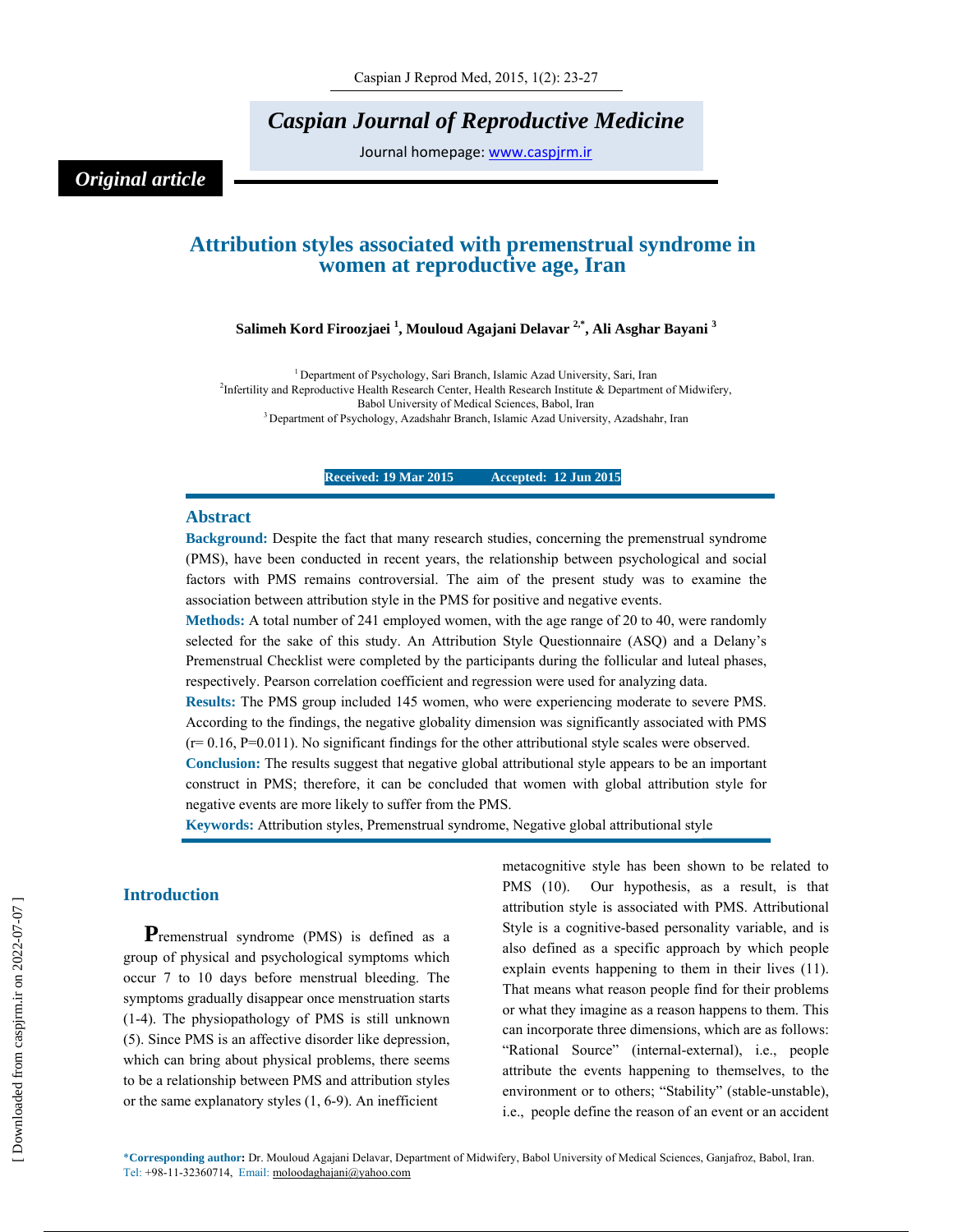*Original article*

# Attribution styles associated with premenstrual syndrome in women at reproductive age, Iran

**Salimeh Kord Firoozjaei [1], Mouloud Agajani Delavar [2,*], Ali Asghar Bayani [3]**

[1] Department of Psychology, Sari Branch, Islamic Azad University, Sari, Iran
[2] Infertility and Reproductive Health Research Center, Health Research Institute & Department of Midwifery, Babol University of Medical Sciences, Babol, Iran
[3] Department of Psychology, Azadshahr Branch, Islamic Azad University, Azadshahr, Iran

**Received: 19 Mar 2015 Accepted: 12 Jun 2015**

## Abstract

**Background:** Despite the fact that many research studies, concerning the premenstrual syndrome (PMS), have been conducted in recent years, the relationship between psychological and social factors with PMS remains controversial. The aim of the present study was to examine the association between attribution style in the PMS for positive and negative events.

**Methods:** A total number of 241 employed women, with the age range of 20 to 40, were randomly selected for the sake of this study. An Attribution Style Questionnaire (ASQ) and a Delany's Premenstrual Checklist were completed by the participants during the follicular and luteal phases, respectively. Pearson correlation coefficient and regression were used for analyzing data.

**Results:** The PMS group included 145 women, who were experiencing moderate to severe PMS. According to the findings, the negative globality dimension was significantly associated with PMS (r= 0.16, P=0.011). No significant findings for the other attributional style scales were observed.

**Conclusion:** The results suggest that negative global attributional style appears to be an important construct in PMS; therefore, it can be concluded that women with global attribution style for negative events are more likely to suffer from the PMS.

**Keywords:** Attribution styles, Premenstrual syndrome, Negative global attributional style

## Introduction

**P**remenstrual syndrome (PMS) is defined as a group of physical and psychological symptoms which occur 7 to 10 days before menstrual bleeding. The symptoms gradually disappear once menstruation starts (1-4). The physiopathology of PMS is still unknown (5). Since PMS is an affective disorder like depression, which can bring about physical problems, there seems to be a relationship between PMS and attribution styles or the same explanatory styles (1, 6-9). An inefficient metacognitive style has been shown to be related to PMS (10). Our hypothesis, as a result, is that attribution style is associated with PMS. Attributional Style is a cognitive-based personality variable, and is also defined as a specific approach by which people explain events happening to them in their lives (11). That means what reason people find for their problems or what they imagine as a reason happens to them. This can incorporate three dimensions, which are as follows: "Rational Source" (internal-external), i.e., people attribute the events happening to themselves, to the environment or to others; "Stability" (stable-unstable), i.e., people define the reason of an event or an accident

*Corresponding author: Dr. Mouloud Agajani Delavar, Department of Midwifery, Babol University of Medical Sciences, Ganjafroz, Babol, Iran.
Tel: +98-11-32360714, Email: moloodaghajani@yahoo.com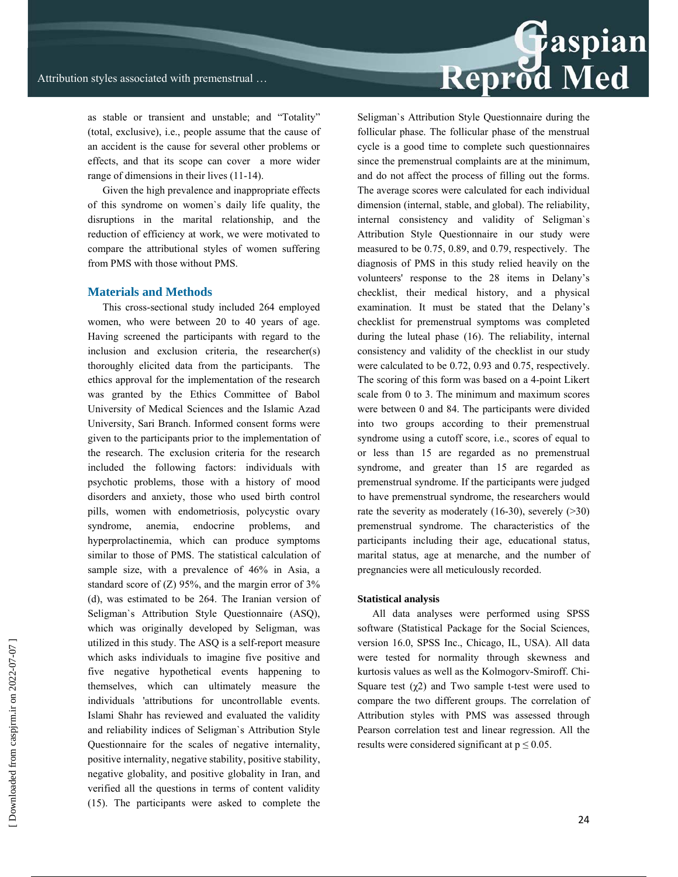as stable or transient and unstable; and "Totality" (total, exclusive), i.e., people assume that the cause of an accident is the cause for several other problems or effects, and that its scope can cover a more wider range of dimensions in their lives (11-14).

Given the high prevalence and inappropriate effects of this syndrome on women`s daily life quality, the disruptions in the marital relationship, and the reduction of efficiency at work, we were motivated to compare the attributional styles of women suffering from PMS with those without PMS.

## Materials and Methods

This cross-sectional study included 264 employed women, who were between 20 to 40 years of age. Having screened the participants with regard to the inclusion and exclusion criteria, the researcher(s) thoroughly elicited data from the participants. The ethics approval for the implementation of the research was granted by the Ethics Committee of Babol University of Medical Sciences and the Islamic Azad University, Sari Branch. Informed consent forms were given to the participants prior to the implementation of the research. The exclusion criteria for the research included the following factors: individuals with psychotic problems, those with a history of mood disorders and anxiety, those who used birth control pills, women with endometriosis, polycystic ovary syndrome, anemia, endocrine problems, and hyperprolactinemia, which can produce symptoms similar to those of PMS. The statistical calculation of sample size, with a prevalence of 46% in Asia, a standard score of (Z) 95%, and the margin error of 3% (d), was estimated to be 264. The Iranian version of Seligman`s Attribution Style Questionnaire (ASQ), which was originally developed by Seligman, was utilized in this study. The ASQ is a self-report measure which asks individuals to imagine five positive and five negative hypothetical events happening to themselves, which can ultimately measure the individuals 'attributions for uncontrollable events. Islami Shahr has reviewed and evaluated the validity and reliability indices of Seligman`s Attribution Style Questionnaire for the scales of negative internality, positive internality, negative stability, positive stability, negative globality, and positive globality in Iran, and verified all the questions in terms of content validity (15). The participants were asked to complete the Seligman`s Attribution Style Questionnaire during the follicular phase. The follicular phase of the menstrual cycle is a good time to complete such questionnaires since the premenstrual complaints are at the minimum, and do not affect the process of filling out the forms. The average scores were calculated for each individual dimension (internal, stable, and global). The reliability, internal consistency and validity of Seligman`s Attribution Style Questionnaire in our study were measured to be 0.75, 0.89, and 0.79, respectively. The diagnosis of PMS in this study relied heavily on the volunteers' response to the 28 items in Delany's checklist, their medical history, and a physical examination. It must be stated that the Delany's checklist for premenstrual symptoms was completed during the luteal phase (16). The reliability, internal consistency and validity of the checklist in our study were calculated to be 0.72, 0.93 and 0.75, respectively. The scoring of this form was based on a 4-point Likert scale from 0 to 3. The minimum and maximum scores were between 0 and 84. The participants were divided into two groups according to their premenstrual syndrome using a cutoff score, i.e., scores of equal to or less than 15 are regarded as no premenstrual syndrome, and greater than 15 are regarded as premenstrual syndrome. If the participants were judged to have premenstrual syndrome, the researchers would rate the severity as moderately (16-30), severely (>30) premenstrual syndrome. The characteristics of the participants including their age, educational status, marital status, age at menarche, and the number of pregnancies were all meticulously recorded.

### Statistical analysis

All data analyses were performed using SPSS software (Statistical Package for the Social Sciences, version 16.0, SPSS Inc., Chicago, IL, USA). All data were tested for normality through skewness and kurtosis values as well as the Kolmogorv-Smiroff. Chi-Square test ($\chi 2$) and Two sample t-test were used to compare the two different groups. The correlation of Attribution styles with PMS was assessed through Pearson correlation test and linear regression. All the results were considered significant at $p \leq 0.05$.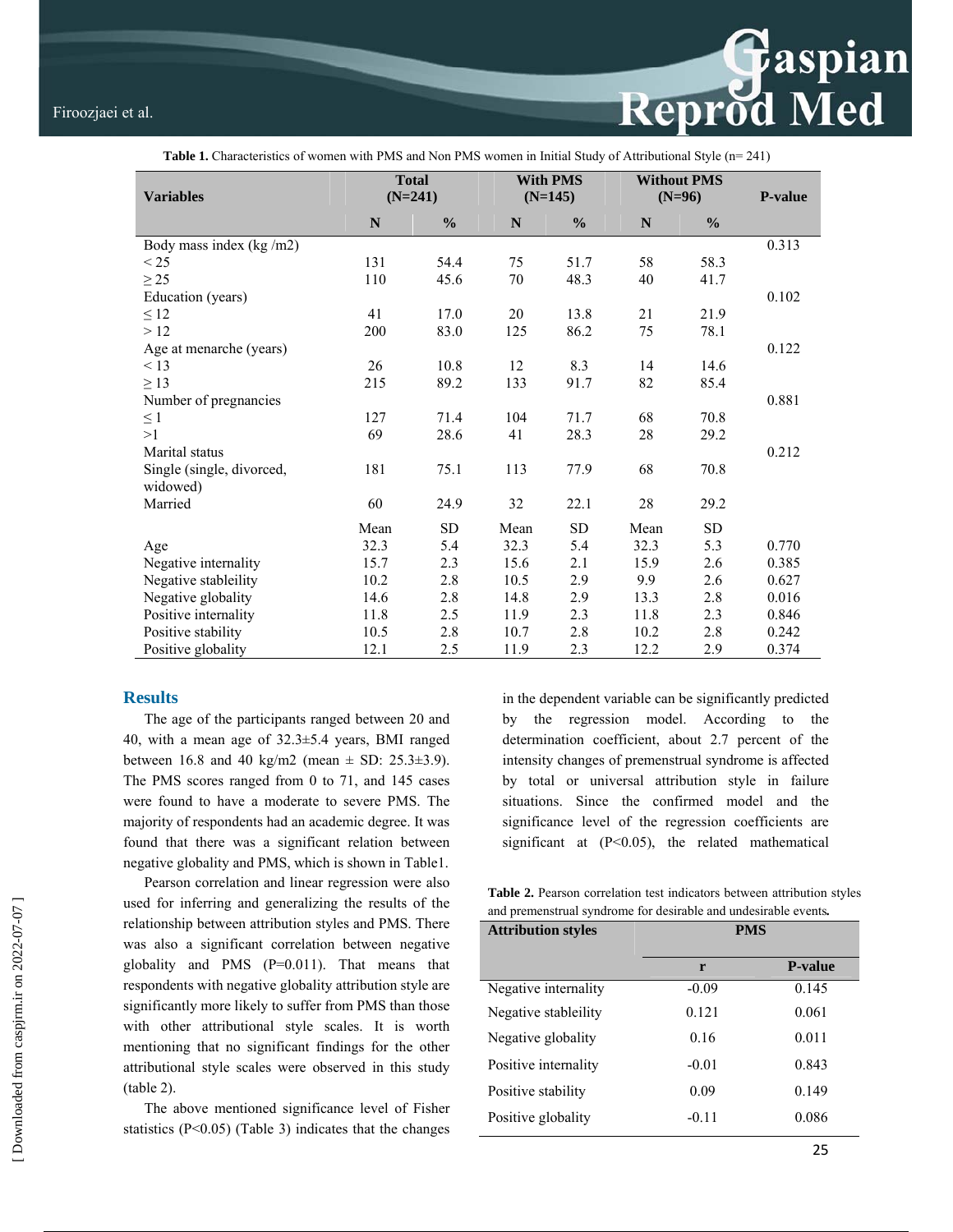**Table 1.** Characteristics of women with PMS and Non PMS women in Initial Study of Attributional Style (n= 241)

| Variables | Total (N=241) | | With PMS (N=145) | | Without PMS (N=96) | | P-value |
|---|---|---|---|---|---|---|---|
| | N | % | N | % | N | % | |
| Body mass index (kg /m2) | | | | | | | 0.313 |
| < 25 | 131 | 54.4 | 75 | 51.7 | 58 | 58.3 | |
| ≥ 25 | 110 | 45.6 | 70 | 48.3 | 40 | 41.7 | |
| Education (years) | | | | | | | 0.102 |
| ≤ 12 | 41 | 17.0 | 20 | 13.8 | 21 | 21.9 | |
| > 12 | 200 | 83.0 | 125 | 86.2 | 75 | 78.1 | |
| Age at menarche (years) | | | | | | | 0.122 |
| < 13 | 26 | 10.8 | 12 | 8.3 | 14 | 14.6 | |
| ≥ 13 | 215 | 89.2 | 133 | 91.7 | 82 | 85.4 | |
| Number of pregnancies | | | | | | | 0.881 |
| ≤ 1 | 127 | 71.4 | 104 | 71.7 | 68 | 70.8 | |
| >1 | 69 | 28.6 | 41 | 28.3 | 28 | 29.2 | |
| Marital status | | | | | | | 0.212 |
| Single (single, divorced, widowed) | 181 | 75.1 | 113 | 77.9 | 68 | 70.8 | |
| Married | 60 | 24.9 | 32 | 22.1 | 28 | 29.2 | |
| | Mean | SD | Mean | SD | Mean | SD | |
| Age | 32.3 | 5.4 | 32.3 | 5.4 | 32.3 | 5.3 | 0.770 |
| Negative internality | 15.7 | 2.3 | 15.6 | 2.1 | 15.9 | 2.6 | 0.385 |
| Negative stableility | 10.2 | 2.8 | 10.5 | 2.9 | 9.9 | 2.6 | 0.627 |
| Negative globality | 14.6 | 2.8 | 14.8 | 2.9 | 13.3 | 2.8 | 0.016 |
| Positive internality | 11.8 | 2.5 | 11.9 | 2.3 | 11.8 | 2.3 | 0.846 |
| Positive stability | 10.5 | 2.8 | 10.7 | 2.8 | 10.2 | 2.8 | 0.242 |
| Positive globality | 12.1 | 2.5 | 11.9 | 2.3 | 12.2 | 2.9 | 0.374 |

## Results

The age of the participants ranged between 20 and 40, with a mean age of 32.3±5.4 years, BMI ranged between 16.8 and 40 kg/m2 (mean ± SD: 25.3±3.9). The PMS scores ranged from 0 to 71, and 145 cases were found to have a moderate to severe PMS. The majority of respondents had an academic degree. It was found that there was a significant relation between negative globality and PMS, which is shown in Table1.

Pearson correlation and linear regression were also used for inferring and generalizing the results of the relationship between attribution styles and PMS. There was also a significant correlation between negative globality and PMS (P=0.011). That means that respondents with negative globality attribution style are significantly more likely to suffer from PMS than those with other attributional style scales. It is worth mentioning that no significant findings for the other attributional style scales were observed in this study (table 2).

The above mentioned significance level of Fisher statistics (P<0.05) (Table 3) indicates that the changes in the dependent variable can be significantly predicted by the regression model. According to the determination coefficient, about 2.7 percent of the intensity changes of premenstrual syndrome is affected by total or universal attribution style in failure situations. Since the confirmed model and the significance level of the regression coefficients are significant at (P<0.05), the related mathematical

**Table 2.** Pearson correlation test indicators between attribution styles and premenstrual syndrome for desirable and undesirable events.

| Attribution styles | PMS | |
|---|---|---|
| | r | P-value |
| Negative internality | -0.09 | 0.145 |
| Negative stableility | 0.121 | 0.061 |
| Negative globality | 0.16 | 0.011 |
| Positive internality | -0.01 | 0.843 |
| Positive stability | 0.09 | 0.149 |
| Positive globality | -0.11 | 0.086 |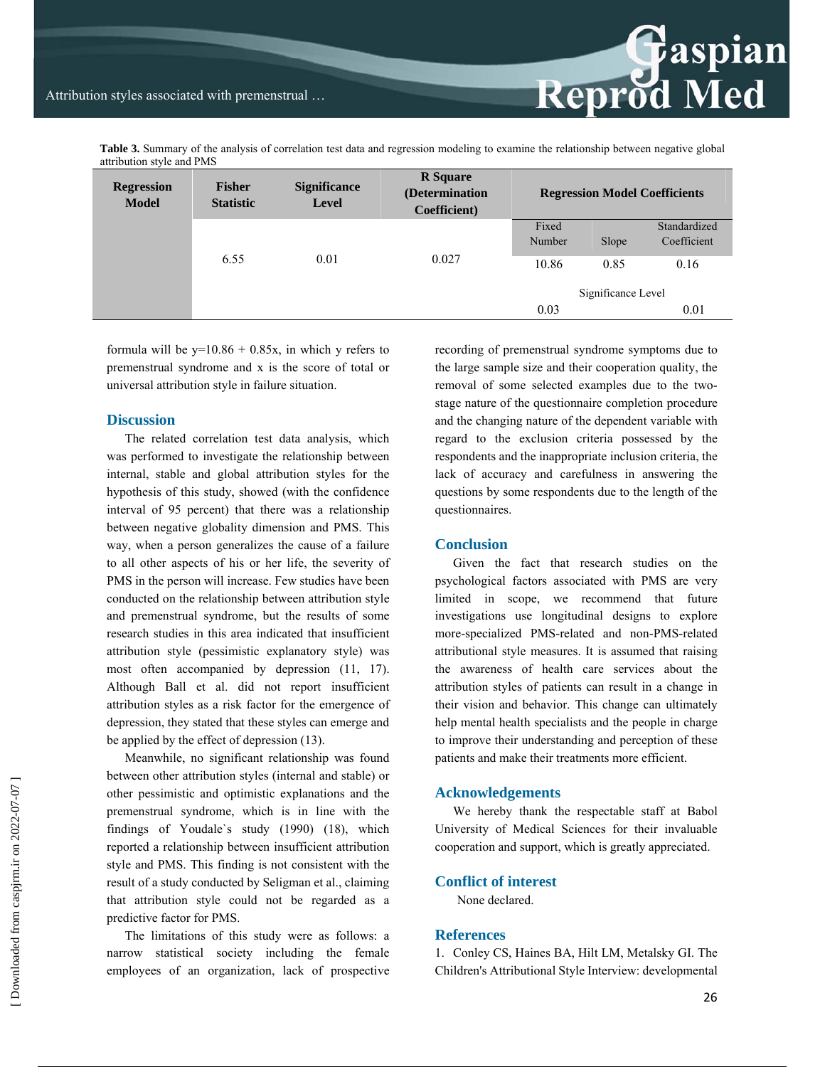**Table 3.** Summary of the analysis of correlation test data and regression modeling to examine the relationship between negative global attribution style and PMS

| Regression Model | Fisher Statistic | Significance Level | R Square (Determination Coefficient) | Regression Model Coefficients | | |
|---|---|---|---|---|---|---|
| | | | | Fixed Number | Slope | Standardized Coefficient |
| | 6.55 | 0.01 | 0.027 | 10.86 | 0.85 | 0.16 |
| | | | | Significance Level | | |
| | | | | 0.03 | | 0.01 |

formula will be $y=10.86 + 0.85x$, in which y refers to premenstrual syndrome and x is the score of total or universal attribution style in failure situation.

## Discussion

The related correlation test data analysis, which was performed to investigate the relationship between internal, stable and global attribution styles for the hypothesis of this study, showed (with the confidence interval of 95 percent) that there was a relationship between negative globality dimension and PMS. This way, when a person generalizes the cause of a failure to all other aspects of his or her life, the severity of PMS in the person will increase. Few studies have been conducted on the relationship between attribution style and premenstrual syndrome, but the results of some research studies in this area indicated that insufficient attribution style (pessimistic explanatory style) was most often accompanied by depression (11, 17). Although Ball et al. did not report insufficient attribution styles as a risk factor for the emergence of depression, they stated that these styles can emerge and be applied by the effect of depression (13).

Meanwhile, no significant relationship was found between other attribution styles (internal and stable) or other pessimistic and optimistic explanations and the premenstrual syndrome, which is in line with the findings of Youdale`s study (1990) (18), which reported a relationship between insufficient attribution style and PMS. This finding is not consistent with the result of a study conducted by Seligman et al., claiming that attribution style could not be regarded as a predictive factor for PMS.

The limitations of this study were as follows: a narrow statistical society including the female employees of an organization, lack of prospective recording of premenstrual syndrome symptoms due to the large sample size and their cooperation quality, the removal of some selected examples due to the two-stage nature of the questionnaire completion procedure and the changing nature of the dependent variable with regard to the exclusion criteria possessed by the respondents and the inappropriate inclusion criteria, the lack of accuracy and carefulness in answering the questions by some respondents due to the length of the questionnaires.

## Conclusion

Given the fact that research studies on the psychological factors associated with PMS are very limited in scope, we recommend that future investigations use longitudinal designs to explore more-specialized PMS-related and non-PMS-related attributional style measures. It is assumed that raising the awareness of health care services about the attribution styles of patients can result in a change in their vision and behavior. This change can ultimately help mental health specialists and the people in charge to improve their understanding and perception of these patients and make their treatments more efficient.

## Acknowledgements

We hereby thank the respectable staff at Babol University of Medical Sciences for their invaluable cooperation and support, which is greatly appreciated.

## Conflict of interest

None declared.

## References

1. Conley CS, Haines BA, Hilt LM, Metalsky GI. The Children's Attributional Style Interview: developmental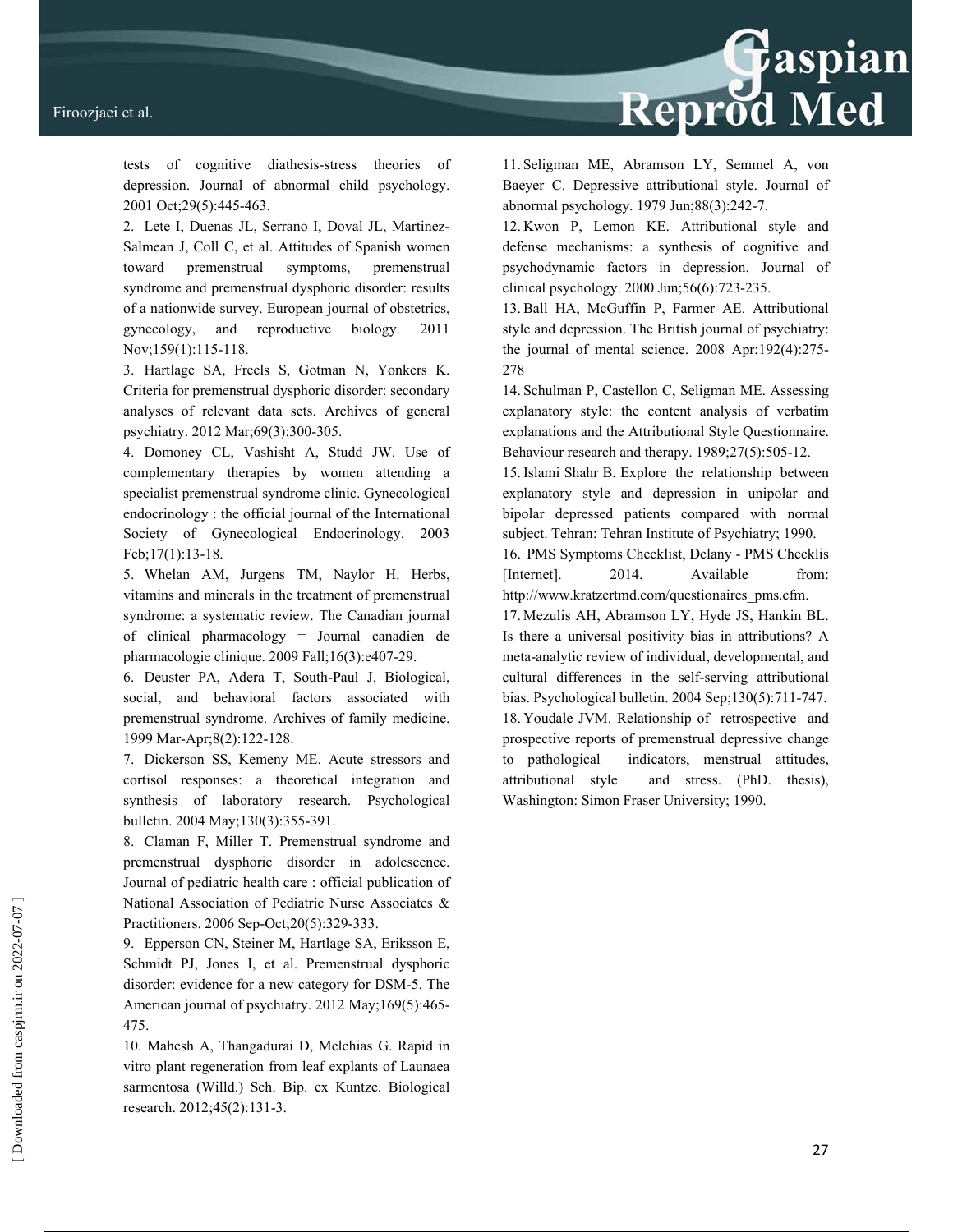tests of cognitive diathesis-stress theories of depression. Journal of abnormal child psychology. 2001 Oct;29(5):445-463.

2. Lete I, Duenas JL, Serrano I, Doval JL, Martinez-Salmean J, Coll C, et al. Attitudes of Spanish women toward premenstrual symptoms, premenstrual syndrome and premenstrual dysphoric disorder: results of a nationwide survey. European journal of obstetrics, gynecology, and reproductive biology. 2011 Nov;159(1):115-118.

3. Hartlage SA, Freels S, Gotman N, Yonkers K. Criteria for premenstrual dysphoric disorder: secondary analyses of relevant data sets. Archives of general psychiatry. 2012 Mar;69(3):300-305.

4. Domoney CL, Vashisht A, Studd JW. Use of complementary therapies by women attending a specialist premenstrual syndrome clinic. Gynecological endocrinology : the official journal of the International Society of Gynecological Endocrinology. 2003 Feb;17(1):13-18.

5. Whelan AM, Jurgens TM, Naylor H. Herbs, vitamins and minerals in the treatment of premenstrual syndrome: a systematic review. The Canadian journal of clinical pharmacology = Journal canadien de pharmacologie clinique. 2009 Fall;16(3):e407-29.

6. Deuster PA, Adera T, South-Paul J. Biological, social, and behavioral factors associated with premenstrual syndrome. Archives of family medicine. 1999 Mar-Apr;8(2):122-128.

7. Dickerson SS, Kemeny ME. Acute stressors and cortisol responses: a theoretical integration and synthesis of laboratory research. Psychological bulletin. 2004 May;130(3):355-391.

8. Claman F, Miller T. Premenstrual syndrome and premenstrual dysphoric disorder in adolescence. Journal of pediatric health care : official publication of National Association of Pediatric Nurse Associates & Practitioners. 2006 Sep-Oct;20(5):329-333.

9. Epperson CN, Steiner M, Hartlage SA, Eriksson E, Schmidt PJ, Jones I, et al. Premenstrual dysphoric disorder: evidence for a new category for DSM-5. The American journal of psychiatry. 2012 May;169(5):465-475.

10. Mahesh A, Thangadurai D, Melchias G. Rapid in vitro plant regeneration from leaf explants of Launaea sarmentosa (Willd.) Sch. Bip. ex Kuntze. Biological research. 2012;45(2):131-3.

11. Seligman ME, Abramson LY, Semmel A, von Baeyer C. Depressive attributional style. Journal of abnormal psychology. 1979 Jun;88(3):242-7.

12. Kwon P, Lemon KE. Attributional style and defense mechanisms: a synthesis of cognitive and psychodynamic factors in depression. Journal of clinical psychology. 2000 Jun;56(6):723-235.

13. Ball HA, McGuffin P, Farmer AE. Attributional style and depression. The British journal of psychiatry: the journal of mental science. 2008 Apr;192(4):275-278

14. Schulman P, Castellon C, Seligman ME. Assessing explanatory style: the content analysis of verbatim explanations and the Attributional Style Questionnaire. Behaviour research and therapy. 1989;27(5):505-12.

15. Islami Shahr B. Explore the relationship between explanatory style and depression in unipolar and bipolar depressed patients compared with normal subject. Tehran: Tehran Institute of Psychiatry; 1990.

16. PMS Symptoms Checklist, Delany - PMS Checklis [Internet]. 2014. Available from: http://www.kratzertmd.com/questionaires_pms.cfm.

17. Mezulis AH, Abramson LY, Hyde JS, Hankin BL. Is there a universal positivity bias in attributions? A meta-analytic review of individual, developmental, and cultural differences in the self-serving attributional bias. Psychological bulletin. 2004 Sep;130(5):711-747.

18. Youdale JVM. Relationship of retrospective and prospective reports of premenstrual depressive change to pathological indicators, menstrual attitudes, attributional style and stress. (PhD. thesis), Washington: Simon Fraser University; 1990.